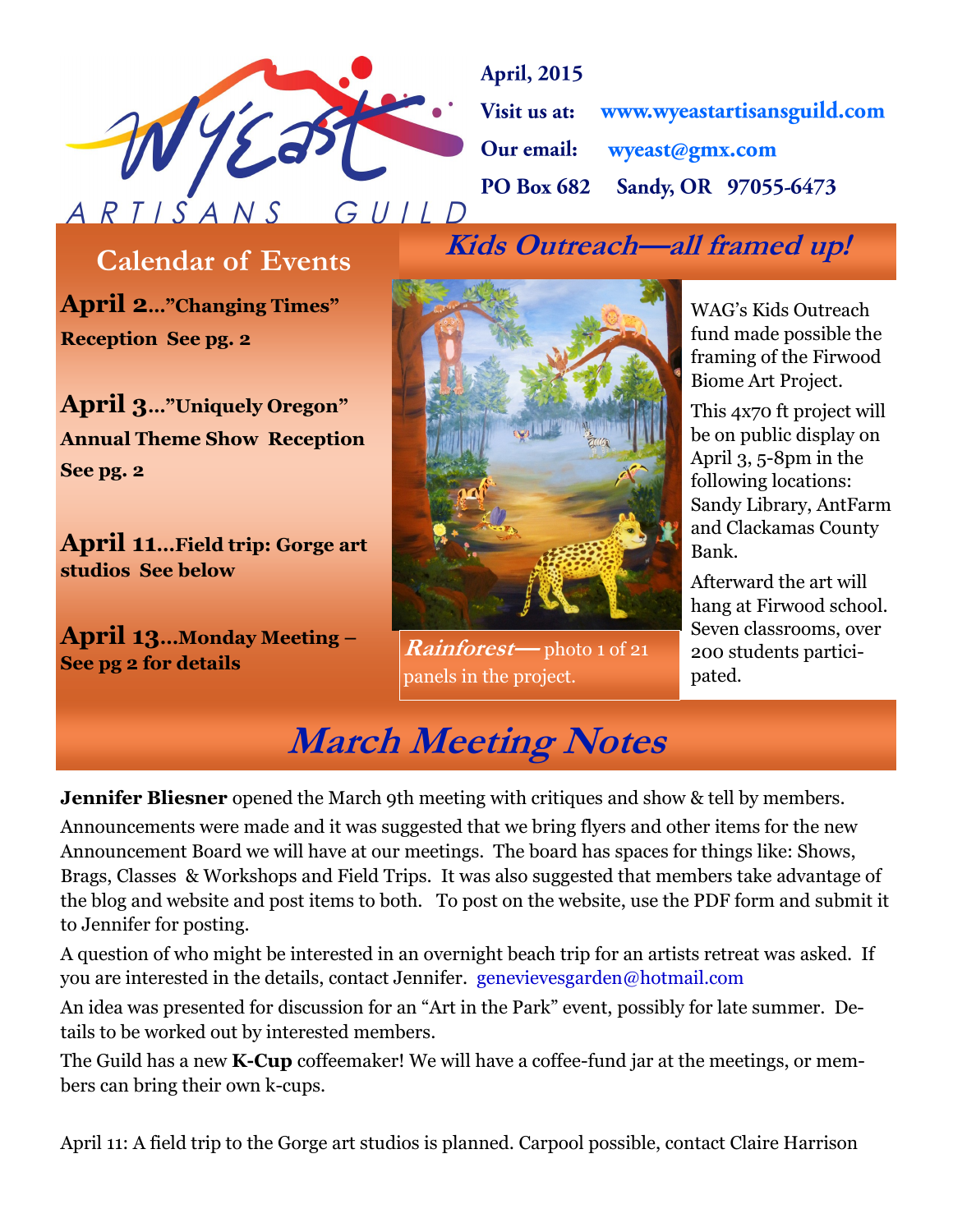# Wy'East Artisans Guild

**April, 2015**

**Visit us at:** www.wyeastartisansguild.com

**Our email:** wyeast@gmx.com

**PO Box 682 Sandy, OR 97055-6473**

## Calendar of Events

**April 2…"Changing Times" Reception See pg. 2**

**April 3…"Uniquely Oregon" Annual Theme Show Reception See pg. 2**

**April 11…Field trip: Gorge art studios See below**

**April 13…Monday Meeting – See pg 2 for details**

## *Kids Outreach—all framed up!*

***Rainforest—*** photo 1 of 21 panels in the project.

WAG's Kids Outreach fund made possible the framing of the Firwood Biome Art Project.

This 4x70 ft project will be on public display on April 3, 5-8pm in the following locations: Sandy Library, AntFarm and Clackamas County Bank.

Afterward the art will hang at Firwood school. Seven classrooms, over 200 students participated.

## *March Meeting Notes*

**Jennifer Bliesner** opened the March 9th meeting with critiques and show & tell by members.

Announcements were made and it was suggested that we bring flyers and other items for the new Announcement Board we will have at our meetings. The board has spaces for things like: Shows, Brags, Classes & Workshops and Field Trips. It was also suggested that members take advantage of the blog and website and post items to both. To post on the website, use the PDF form and submit it to Jennifer for posting.

A question of who might be interested in an overnight beach trip for an artists retreat was asked. If you are interested in the details, contact Jennifer. genevievesgarden@hotmail.com

An idea was presented for discussion for an "Art in the Park" event, possibly for late summer. Details to be worked out by interested members.

The Guild has a new **K-Cup** coffeemaker! We will have a coffee-fund jar at the meetings, or members can bring their own k-cups.

April 11: A field trip to the Gorge art studios is planned. Carpool possible, contact Claire Harrison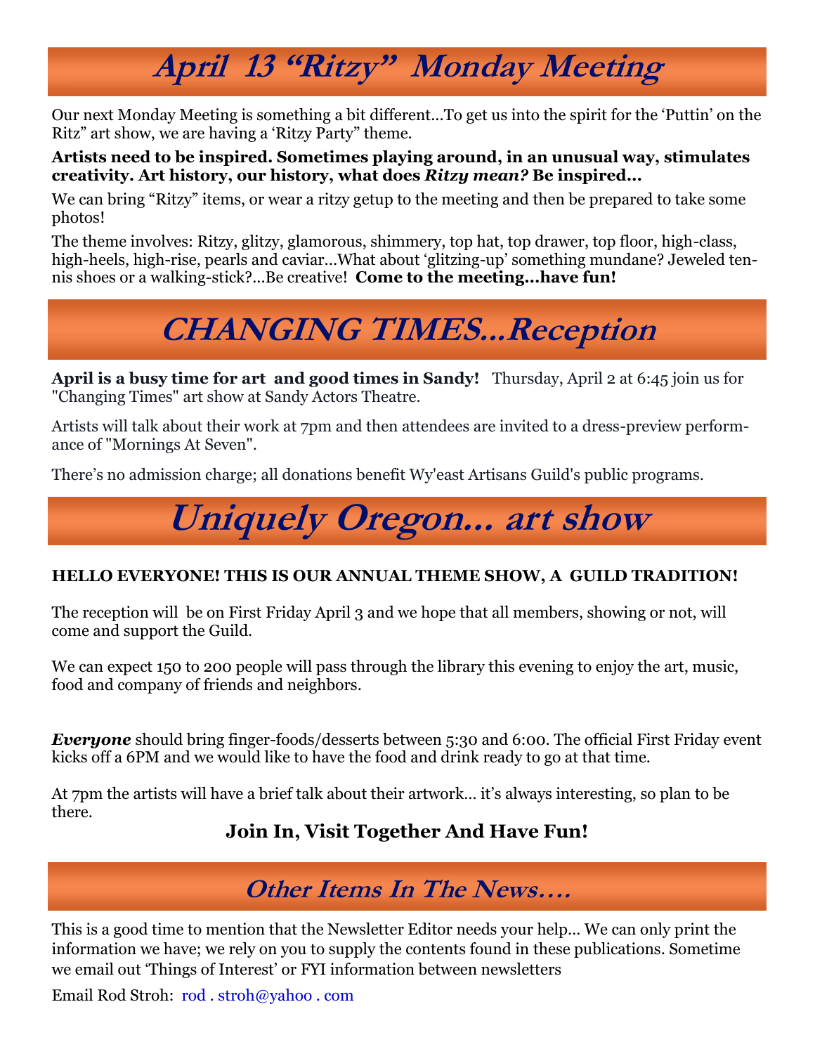# April 13 “Ritzy” Monday Meeting

Our next Monday Meeting is something a bit different…To get us into the spirit for the ‘Puttin’ on the Ritz” art show, we are having a ‘Ritzy Party” theme.

**Artists need to be inspired. Sometimes playing around, in an unusual way, stimulates creativity. Art history, our history, what does *Ritzy mean?* Be inspired…**

We can bring “Ritzy” items, or wear a ritzy getup to the meeting and then be prepared to take some photos!

The theme involves: Ritzy, glitzy, glamorous, shimmery, top hat, top drawer, top floor, high-class, high-heels, high-rise, pearls and caviar…What about ‘glitzing-up’ something mundane? Jeweled tennis shoes or a walking-stick?…Be creative! **Come to the meeting…have fun!**

# CHANGING TIMES…Reception

**April is a busy time for art and good times in Sandy!** Thursday, April 2 at 6:45 join us for "Changing Times" art show at Sandy Actors Theatre.

Artists will talk about their work at 7pm and then attendees are invited to a dress-preview performance of "Mornings At Seven".

There’s no admission charge; all donations benefit Wy'east Artisans Guild's public programs.

# Uniquely Oregon… art show

**HELLO EVERYONE! THIS IS OUR ANNUAL THEME SHOW, A GUILD TRADITION!**

The reception will be on First Friday April 3 and we hope that all members, showing or not, will come and support the Guild.

We can expect 150 to 200 people will pass through the library this evening to enjoy the art, music, food and company of friends and neighbors.

***Everyone*** should bring finger-foods/desserts between 5:30 and 6:00. The official First Friday event kicks off a 6PM and we would like to have the food and drink ready to go at that time.

At 7pm the artists will have a brief talk about their artwork… it’s always interesting, so plan to be there.

**Join In, Visit Together And Have Fun!**

## Other Items In The News….

This is a good time to mention that the Newsletter Editor needs your help… We can only print the information we have; we rely on you to supply the contents found in these publications. Sometime we email out ‘Things of Interest’ or FYI information between newsletters

Email Rod Stroh: rod . stroh@yahoo . com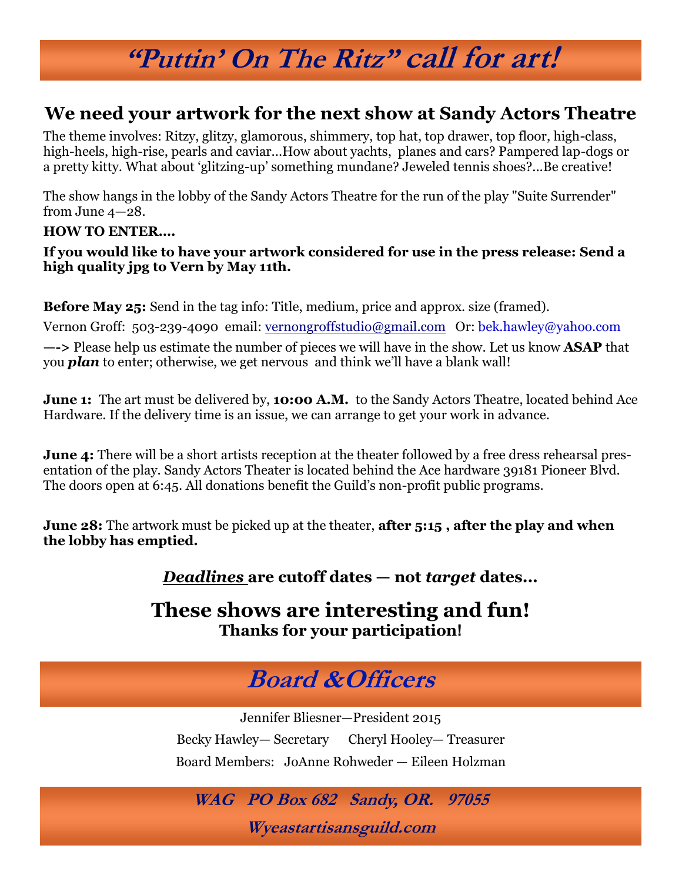# "Puttin' On The Ritz" call for art!

## We need your artwork for the next show at Sandy Actors Theatre

The theme involves: Ritzy, glitzy, glamorous, shimmery, top hat, top drawer, top floor, high-class, high-heels, high-rise, pearls and caviar…How about yachts, planes and cars? Pampered lap-dogs or a pretty kitty. What about 'glitzing-up' something mundane? Jeweled tennis shoes?...Be creative!

The show hangs in the lobby of the Sandy Actors Theatre for the run of the play "Suite Surrender" from June 4—28.

**HOW TO ENTER….**

**If you would like to have your artwork considered for use in the press release: Send a high quality jpg to Vern by May 11th.**

**Before May 25:** Send in the tag info: Title, medium, price and approx. size (framed).

Vernon Groff: 503-239-4090 email: vernongroffstudio@gmail.com Or: bek.hawley@yahoo.com

**—->** Please help us estimate the number of pieces we will have in the show. Let us know **ASAP** that you ***plan*** to enter; otherwise, we get nervous and think we'll have a blank wall!

**June 1:** The art must be delivered by, **10:00 A.M.** to the Sandy Actors Theatre, located behind Ace Hardware. If the delivery time is an issue, we can arrange to get your work in advance.

**June 4:** There will be a short artists reception at the theater followed by a free dress rehearsal presentation of the play. Sandy Actors Theater is located behind the Ace hardware 39181 Pioneer Blvd. The doors open at 6:45. All donations benefit the Guild's non-profit public programs.

**June 28:** The artwork must be picked up at the theater, **after 5:15 , after the play and when the lobby has emptied.**

***Deadlines* are cutoff dates — not *target* dates…**

## These shows are interesting and fun!

**Thanks for your participation!**

# Board &Officers

Jennifer Bliesner—President 2015

Becky Hawley— Secretary Cheryl Hooley— Treasurer

Board Members: JoAnne Rohweder — Eileen Holzman

**WAG PO Box 682 Sandy, OR. 97055**

**Wyeastartisansguild.com**